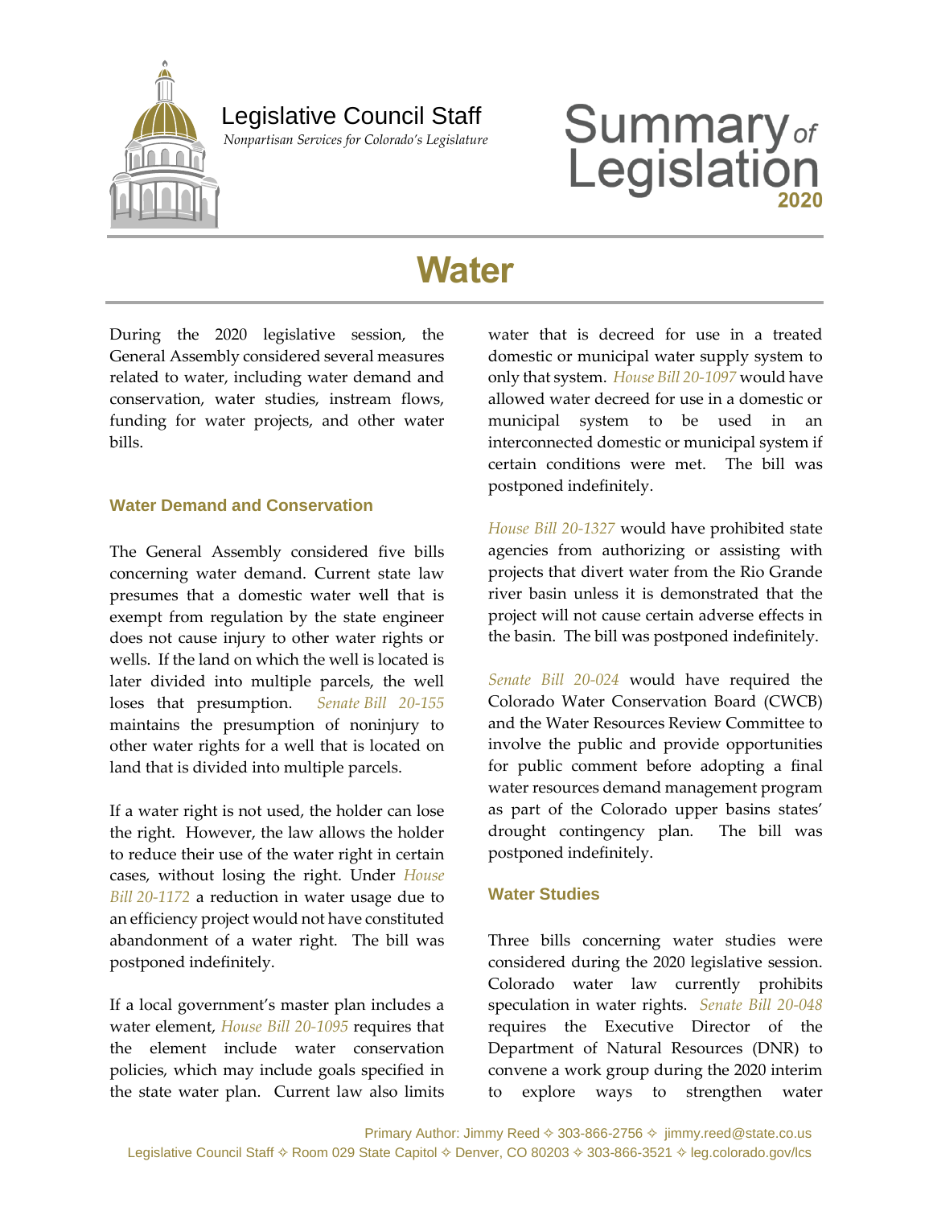Legislative Council Staff

*Nonpartisan Services for Colorado's Legislature*

# Summary of Legislation 2020

# Water

During the 2020 legislative session, the General Assembly considered several measures related to water, including water demand and conservation, water studies, instream flows, funding for water projects, and other water bills.

## Water Demand and Conservation

The General Assembly considered five bills concerning water demand. Current state law presumes that a domestic water well that is exempt from regulation by the state engineer does not cause injury to other water rights or wells. If the land on which the well is located is later divided into multiple parcels, the well loses that presumption. *Senate Bill 20-155* maintains the presumption of noninjury to other water rights for a well that is located on land that is divided into multiple parcels.

If a water right is not used, the holder can lose the right. However, the law allows the holder to reduce their use of the water right in certain cases, without losing the right. Under *House Bill 20-1172* a reduction in water usage due to an efficiency project would not have constituted abandonment of a water right. The bill was postponed indefinitely.

If a local government's master plan includes a water element, *House Bill 20-1095* requires that the element include water conservation policies, which may include goals specified in the state water plan. Current law also limits water that is decreed for use in a treated domestic or municipal water supply system to only that system. *House Bill 20-1097* would have allowed water decreed for use in a domestic or municipal system to be used in an interconnected domestic or municipal system if certain conditions were met. The bill was postponed indefinitely.

*House Bill 20-1327* would have prohibited state agencies from authorizing or assisting with projects that divert water from the Rio Grande river basin unless it is demonstrated that the project will not cause certain adverse effects in the basin. The bill was postponed indefinitely.

*Senate Bill 20-024* would have required the Colorado Water Conservation Board (CWCB) and the Water Resources Review Committee to involve the public and provide opportunities for public comment before adopting a final water resources demand management program as part of the Colorado upper basins states' drought contingency plan. The bill was postponed indefinitely.

## Water Studies

Three bills concerning water studies were considered during the 2020 legislative session. Colorado water law currently prohibits speculation in water rights. *Senate Bill 20-048* requires the Executive Director of the Department of Natural Resources (DNR) to convene a work group during the 2020 interim to explore ways to strengthen water

Primary Author: Jimmy Reed ✧ 303-866-2756 ✧ jimmy.reed@state.co.us
Legislative Council Staff ✧ Room 029 State Capitol ✧ Denver, CO 80203 ✧ 303-866-3521 ✧ leg.colorado.gov/lcs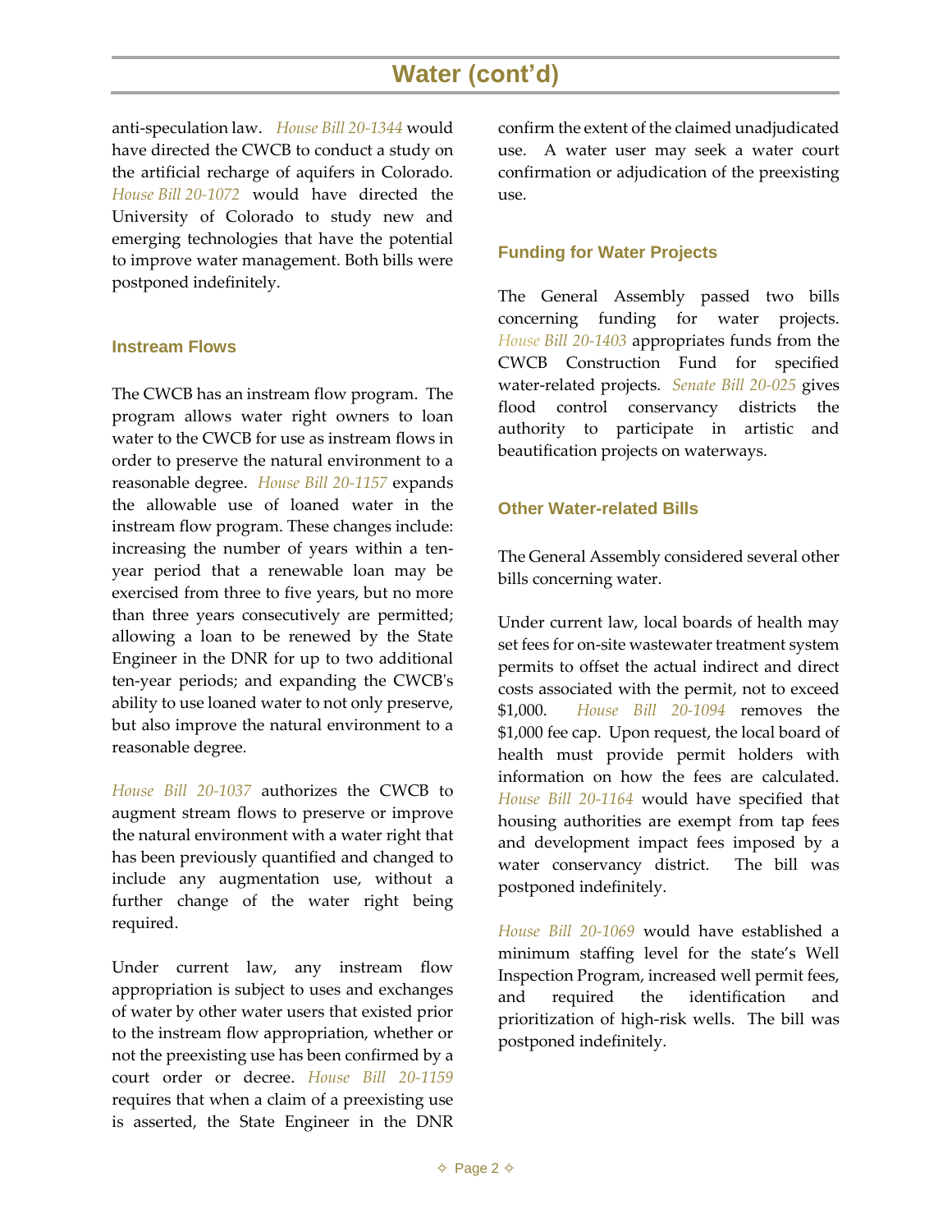# Water (cont'd)

anti-speculation law. *House Bill 20-1344* would have directed the CWCB to conduct a study on the artificial recharge of aquifers in Colorado. *House Bill 20-1072* would have directed the University of Colorado to study new and emerging technologies that have the potential to improve water management. Both bills were postponed indefinitely.

### Instream Flows

The CWCB has an instream flow program. The program allows water right owners to loan water to the CWCB for use as instream flows in order to preserve the natural environment to a reasonable degree. *House Bill 20-1157* expands the allowable use of loaned water in the instream flow program. These changes include: increasing the number of years within a ten-year period that a renewable loan may be exercised from three to five years, but no more than three years consecutively are permitted; allowing a loan to be renewed by the State Engineer in the DNR for up to two additional ten-year periods; and expanding the CWCB's ability to use loaned water to not only preserve, but also improve the natural environment to a reasonable degree.

*House Bill 20-1037* authorizes the CWCB to augment stream flows to preserve or improve the natural environment with a water right that has been previously quantified and changed to include any augmentation use, without a further change of the water right being required.

Under current law, any instream flow appropriation is subject to uses and exchanges of water by other water users that existed prior to the instream flow appropriation, whether or not the preexisting use has been confirmed by a court order or decree. *House Bill 20-1159* requires that when a claim of a preexisting use is asserted, the State Engineer in the DNR confirm the extent of the claimed unadjudicated use. A water user may seek a water court confirmation or adjudication of the preexisting use.

### Funding for Water Projects

The General Assembly passed two bills concerning funding for water projects. *House Bill 20-1403* appropriates funds from the CWCB Construction Fund for specified water-related projects. *Senate Bill 20-025* gives flood control conservancy districts the authority to participate in artistic and beautification projects on waterways.

### Other Water-related Bills

The General Assembly considered several other bills concerning water.

Under current law, local boards of health may set fees for on-site wastewater treatment system permits to offset the actual indirect and direct costs associated with the permit, not to exceed $1,000. *House Bill 20-1094* removes the $1,000 fee cap. Upon request, the local board of health must provide permit holders with information on how the fees are calculated. *House Bill 20-1164* would have specified that housing authorities are exempt from tap fees and development impact fees imposed by a water conservancy district. The bill was postponed indefinitely.

*House Bill 20-1069* would have established a minimum staffing level for the state's Well Inspection Program, increased well permit fees, and required the identification and prioritization of high-risk wells. The bill was postponed indefinitely.